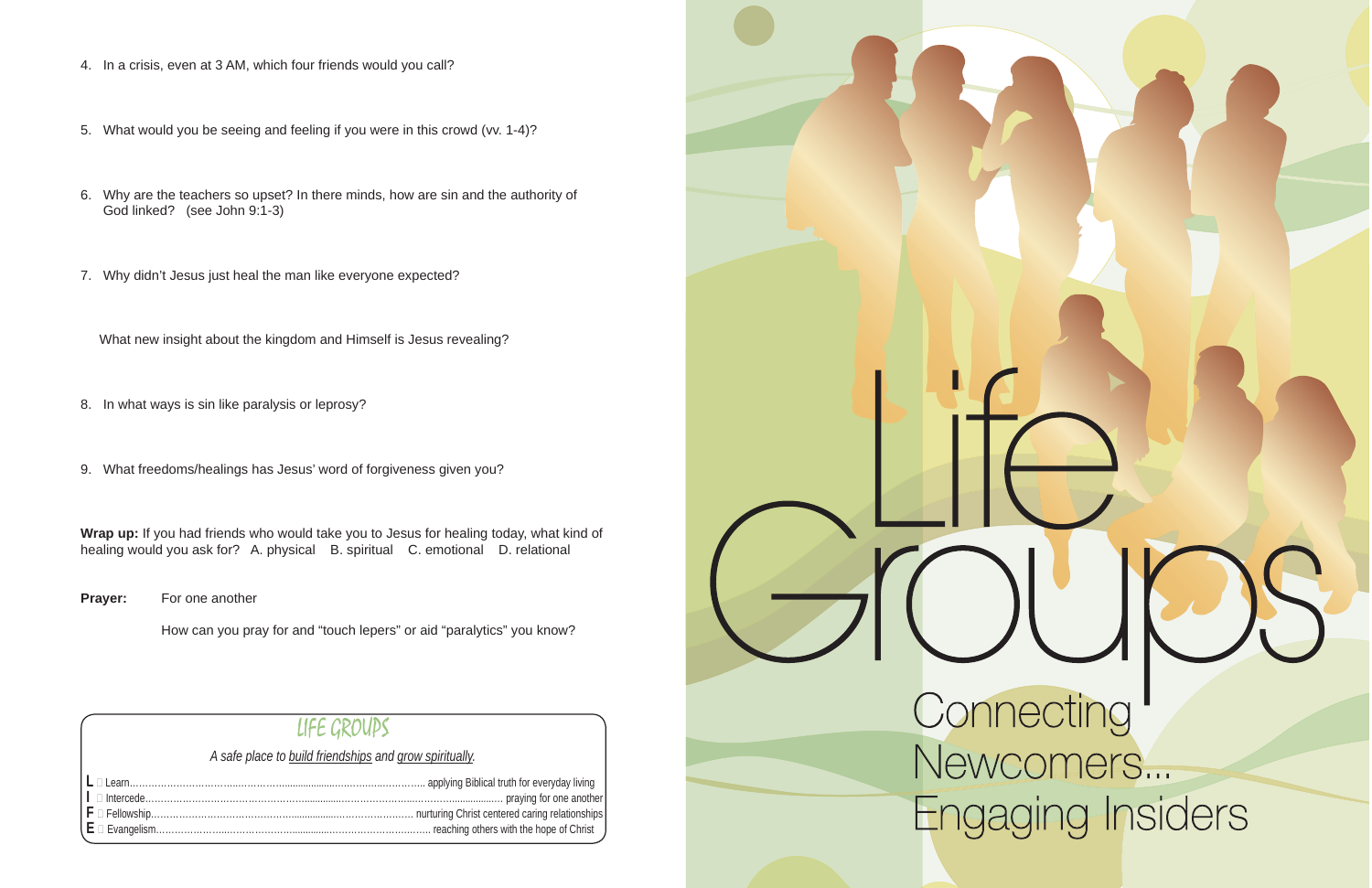4. In a crisis, even at 3 AM, which four friends would you call?

5. What would you be seeing and feeling if you were in this crowd (vv. 1-4)?

6. Why are the teachers so upset? In there minds, how are sin and the authority of God linked? (see John 9:1-3)

7. Why didn't Jesus just heal the man like everyone expected?

   What new insight about the kingdom and Himself is Jesus revealing?

8. In what ways is sin like paralysis or leprosy?

9. What freedoms/healings has Jesus' word of forgiveness given you?

**Wrap up:** If you had friends who would take you to Jesus for healing today, what kind of healing would you ask for? A. physical B. spiritual C. emotional D. relational

**Prayer:** For one another

How can you pray for and "touch lepers" or aid "paralytics" you know?

## LIFE GROUPS

*A safe place to build friendships and grow spiritually.*

**L** Learn.......................................... applying Biblical truth for everyday living
**I** Intercede.......................................... praying for one another
**F** Fellowship.......................................... nurturing Christ centered caring relationships
**E** Evangelism.......................................... reaching others with the hope of Christ

# Life Groups

## Connecting Newcomers... Engaging Insiders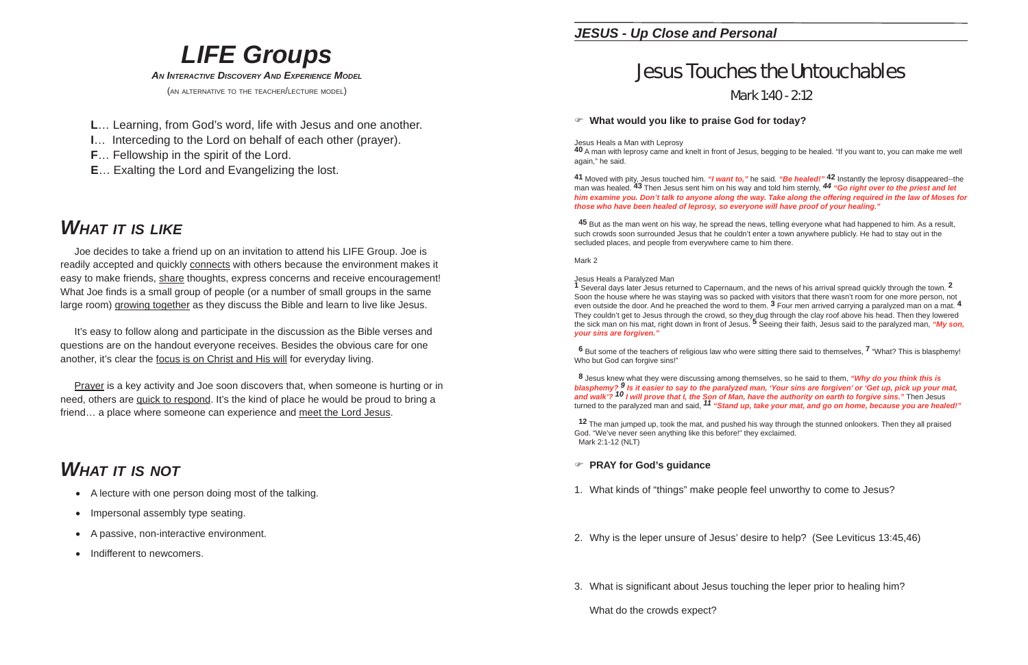# LIFE Groups

***An Interactive Discovery And Experience Model***

(an alternative to the teacher/lecture model)

**L**… Learning, from God's word, life with Jesus and one another.
**I**… Interceding to the Lord on behalf of each other (prayer).
**F**… Fellowship in the spirit of the Lord.
**E**… Exalting the Lord and Evangelizing the lost.

## *What it is like*

Joe decides to take a friend up on an invitation to attend his LIFE Group. Joe is readily accepted and quickly connects with others because the environment makes it easy to make friends, share thoughts, express concerns and receive encouragement! What Joe finds is a small group of people (or a number of small groups in the same large room) growing together as they discuss the Bible and learn to live like Jesus.

It's easy to follow along and participate in the discussion as the Bible verses and questions are on the handout everyone receives. Besides the obvious care for one another, it's clear the focus is on Christ and His will for everyday living.

Prayer is a key activity and Joe soon discovers that, when someone is hurting or in need, others are quick to respond. It's the kind of place he would be proud to bring a friend… a place where someone can experience and meet the Lord Jesus.

## *What it is not*

- A lecture with one person doing most of the talking.
- Impersonal assembly type seating.
- A passive, non-interactive environment.
- Indifferent to newcomers.

***JESUS - Up Close and Personal***

# Jesus Touches the Untouchables

Mark 1:40 - 2:12

☞ **What would you like to praise God for today?**

Jesus Heals a Man with Leprosy
**40** A man with leprosy came and knelt in front of Jesus, begging to be healed. "If you want to, you can make me well again," he said.

**41** Moved with pity, Jesus touched him. ***"I want to,"*** he said. ***"Be healed!"*** **42** Instantly the leprosy disappeared--the man was healed. **43** Then Jesus sent him on his way and told him sternly, ***44 "Go right over to the priest and let him examine you. Don't talk to anyone along the way. Take along the offering required in the law of Moses for those who have been healed of leprosy, so everyone will have proof of your healing."***

**45** But as the man went on his way, he spread the news, telling everyone what had happened to him. As a result, such crowds soon surrounded Jesus that he couldn't enter a town anywhere publicly. He had to stay out in the secluded places, and people from everywhere came to him there.

Mark 2

Jesus Heals a Paralyzed Man
**1** Several days later Jesus returned to Capernaum, and the news of his arrival spread quickly through the town. **2** Soon the house where he was staying was so packed with visitors that there wasn't room for one more person, not even outside the door. And he preached the word to them. **3** Four men arrived carrying a paralyzed man on a mat. **4** They couldn't get to Jesus through the crowd, so they dug through the clay roof above his head. Then they lowered the sick man on his mat, right down in front of Jesus. **5** Seeing their faith, Jesus said to the paralyzed man, ***"My son, your sins are forgiven."***

**6** But some of the teachers of religious law who were sitting there said to themselves, **7** "What? This is blasphemy! Who but God can forgive sins!"

**8** Jesus knew what they were discussing among themselves, so he said to them, ***"Why do you think this is blasphemy? 9 Is it easier to say to the paralyzed man, 'Your sins are forgiven' or 'Get up, pick up your mat, and walk'? 10 I will prove that I, the Son of Man, have the authority on earth to forgive sins."*** Then Jesus turned to the paralyzed man and said, ***11 "Stand up, take your mat, and go on home, because you are healed!"***

**12** The man jumped up, took the mat, and pushed his way through the stunned onlookers. Then they all praised God. "We've never seen anything like this before!" they exclaimed.
Mark 2:1-12 (NLT)

☞ **PRAY for God's guidance**

1. What kinds of "things" make people feel unworthy to come to Jesus?

2. Why is the leper unsure of Jesus' desire to help? (See Leviticus 13:45,46)

3. What is significant about Jesus touching the leper prior to healing him?

   What do the crowds expect?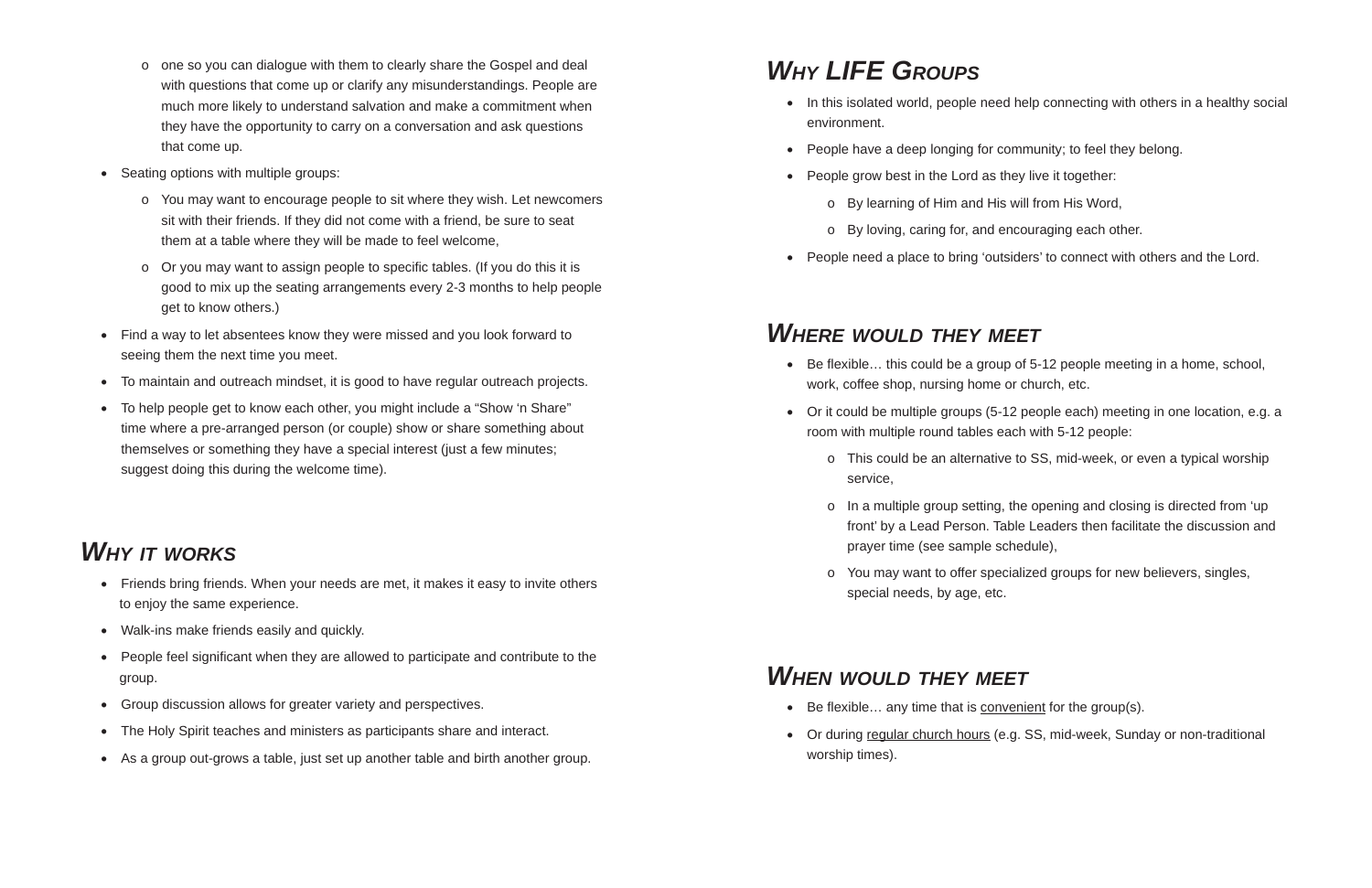- one so you can dialogue with them to clearly share the Gospel and deal with questions that come up or clarify any misunderstandings. People are much more likely to understand salvation and make a commitment when they have the opportunity to carry on a conversation and ask questions that come up.

- Seating options with multiple groups:
  - You may want to encourage people to sit where they wish. Let newcomers sit with their friends. If they did not come with a friend, be sure to seat them at a table where they will be made to feel welcome,
  - Or you may want to assign people to specific tables. (If you do this it is good to mix up the seating arrangements every 2-3 months to help people get to know others.)
- Find a way to let absentees know they were missed and you look forward to seeing them the next time you meet.
- To maintain and outreach mindset, it is good to have regular outreach projects.
- To help people get to know each other, you might include a "Show 'n Share" time where a pre-arranged person (or couple) show or share something about themselves or something they have a special interest (just a few minutes; suggest doing this during the welcome time).

## *Why it works*

- Friends bring friends. When your needs are met, it makes it easy to invite others to enjoy the same experience.
- Walk-ins make friends easily and quickly.
- People feel significant when they are allowed to participate and contribute to the group.
- Group discussion allows for greater variety and perspectives.
- The Holy Spirit teaches and ministers as participants share and interact.
- As a group out-grows a table, just set up another table and birth another group.

## *Why LIFE Groups*

- In this isolated world, people need help connecting with others in a healthy social environment.
- People have a deep longing for community; to feel they belong.
- People grow best in the Lord as they live it together:
  - By learning of Him and His will from His Word,
  - By loving, caring for, and encouraging each other.
- People need a place to bring 'outsiders' to connect with others and the Lord.

## *Where would they meet*

- Be flexible… this could be a group of 5-12 people meeting in a home, school, work, coffee shop, nursing home or church, etc.
- Or it could be multiple groups (5-12 people each) meeting in one location, e.g. a room with multiple round tables each with 5-12 people:
  - This could be an alternative to SS, mid-week, or even a typical worship service,
  - In a multiple group setting, the opening and closing is directed from 'up front' by a Lead Person. Table Leaders then facilitate the discussion and prayer time (see sample schedule),
  - You may want to offer specialized groups for new believers, singles, special needs, by age, etc.

## *When would they meet*

- Be flexible… any time that is convenient for the group(s).
- Or during regular church hours (e.g. SS, mid-week, Sunday or non-traditional worship times).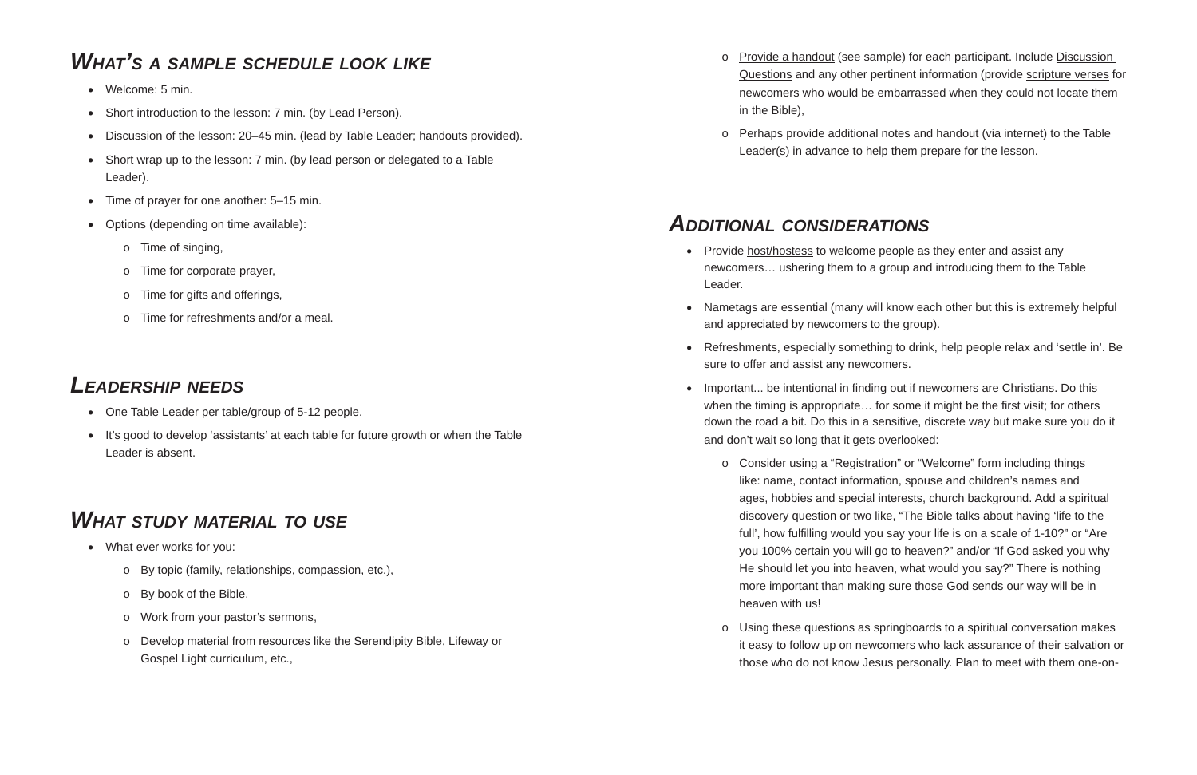## What's a sample schedule look like

- Welcome: 5 min.
- Short introduction to the lesson: 7 min. (by Lead Person).
- Discussion of the lesson: 20–45 min. (lead by Table Leader; handouts provided).
- Short wrap up to the lesson: 7 min. (by lead person or delegated to a Table Leader).
- Time of prayer for one another: 5–15 min.
- Options (depending on time available):
  - Time of singing,
  - Time for corporate prayer,
  - Time for gifts and offerings,
  - Time for refreshments and/or a meal.

## Leadership needs

- One Table Leader per table/group of 5-12 people.
- It's good to develop 'assistants' at each table for future growth or when the Table Leader is absent.

## What study material to use

- What ever works for you:
  - By topic (family, relationships, compassion, etc.),
  - By book of the Bible,
  - Work from your pastor's sermons,
  - Develop material from resources like the Serendipity Bible, Lifeway or Gospel Light curriculum, etc.,
  - Provide a handout (see sample) for each participant. Include Discussion Questions and any other pertinent information (provide scripture verses for newcomers who would be embarrassed when they could not locate them in the Bible),
  - Perhaps provide additional notes and handout (via internet) to the Table Leader(s) in advance to help them prepare for the lesson.

## Additional considerations

- Provide host/hostess to welcome people as they enter and assist any newcomers… ushering them to a group and introducing them to the Table Leader.
- Nametags are essential (many will know each other but this is extremely helpful and appreciated by newcomers to the group).
- Refreshments, especially something to drink, help people relax and 'settle in'. Be sure to offer and assist any newcomers.
- Important... be intentional in finding out if newcomers are Christians. Do this when the timing is appropriate… for some it might be the first visit; for others down the road a bit. Do this in a sensitive, discrete way but make sure you do it and don't wait so long that it gets overlooked:
  - Consider using a "Registration" or "Welcome" form including things like: name, contact information, spouse and children's names and ages, hobbies and special interests, church background. Add a spiritual discovery question or two like, "The Bible talks about having 'life to the full', how fulfilling would you say your life is on a scale of 1-10?" or "Are you 100% certain you will go to heaven?" and/or "If God asked you why He should let you into heaven, what would you say?" There is nothing more important than making sure those God sends our way will be in heaven with us!
  - Using these questions as springboards to a spiritual conversation makes it easy to follow up on newcomers who lack assurance of their salvation or those who do not know Jesus personally. Plan to meet with them one-on-